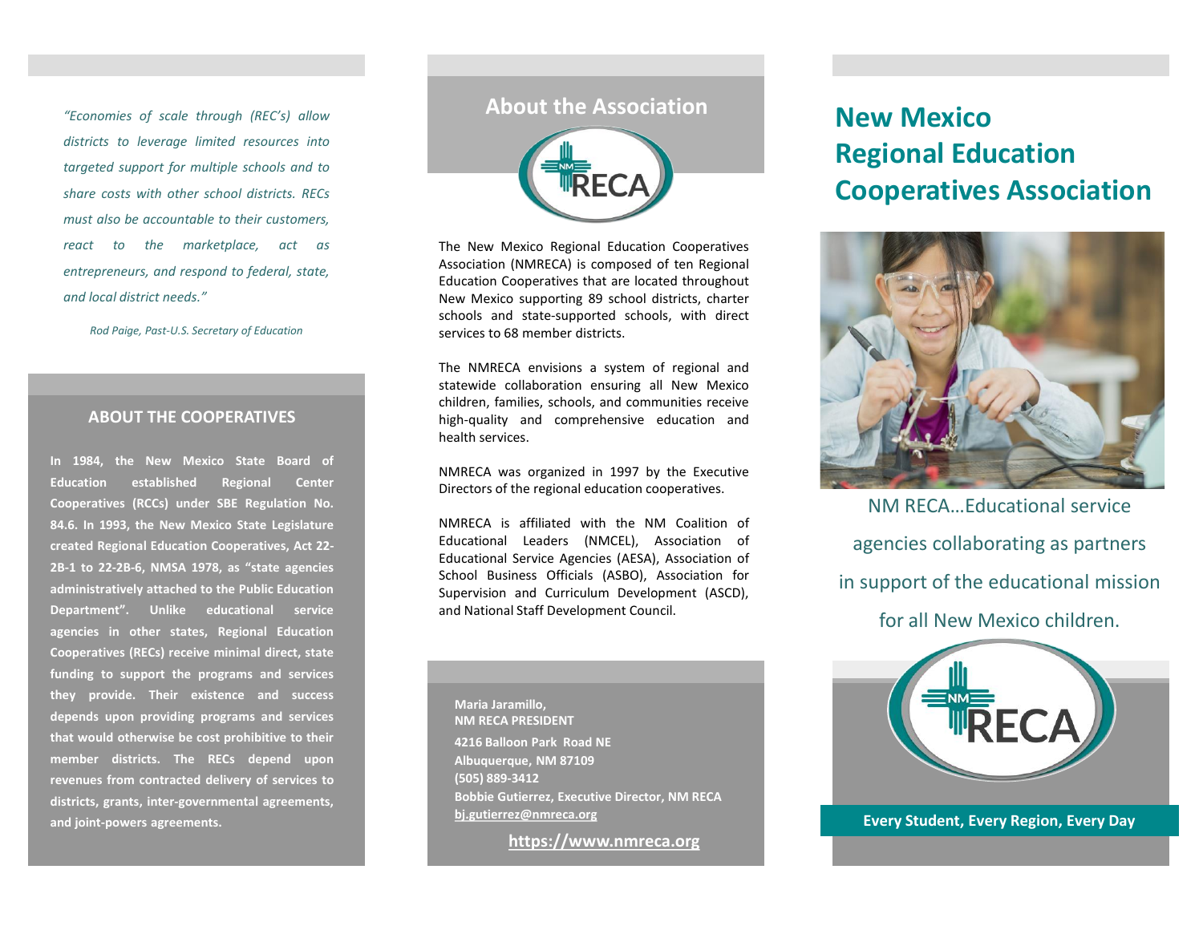*"Economies of scale through (REC's) allow districts to leverage limited resources into targeted support for multiple schools and to share costs with other school districts. RECs must also be accountable to their customers, react to the marketplace, act as entrepreneurs, and respond to federal, state, and local district needs."*

*Rod Paige, Past-U.S. Secretary of Education*

## ABOUT THE COOPERATIVES

**In 1984, the New Mexico State Board of Education established Regional Center Cooperatives (RCCs) under SBE Regulation No. 84.6. In 1993, the New Mexico State Legislature created Regional Education Cooperatives, Act 22-2B-1 to 22-2B-6, NMSA 1978, as "state agencies administratively attached to the Public Education Department". Unlike educational service agencies in other states, Regional Education Cooperatives (RECs) receive minimal direct, state funding to support the programs and services they provide. Their existence and success depends upon providing programs and services that would otherwise be cost prohibitive to their member districts. The RECs depend upon revenues from contracted delivery of services to districts, grants, inter-governmental agreements, and joint-powers agreements.**

## About the Association

The New Mexico Regional Education Cooperatives Association (NMRECA) is composed of ten Regional Education Cooperatives that are located throughout New Mexico supporting 89 school districts, charter schools and state-supported schools, with direct services to 68 member districts.

The NMRECA envisions a system of regional and statewide collaboration ensuring all New Mexico children, families, schools, and communities receive high-quality and comprehensive education and health services.

NMRECA was organized in 1997 by the Executive Directors of the regional education cooperatives.

NMRECA is affiliated with the NM Coalition of Educational Leaders (NMCEL), Association of Educational Service Agencies (AESA), Association of School Business Officials (ASBO), Association for Supervision and Curriculum Development (ASCD), and National Staff Development Council.

**Maria Jaramillo,**
**NM RECA PRESIDENT**

**4216 Balloon Park Road NE**
**Albuquerque, NM 87109**
**(505) 889-3412**
**Bobbie Gutierrez, Executive Director, NM RECA**
**bj.gutierrez@nmreca.org**

**https://www.nmreca.org**

# New Mexico Regional Education Cooperatives Association

NM RECA…Educational service agencies collaborating as partners in support of the educational mission for all New Mexico children.

**Every Student, Every Region, Every Day**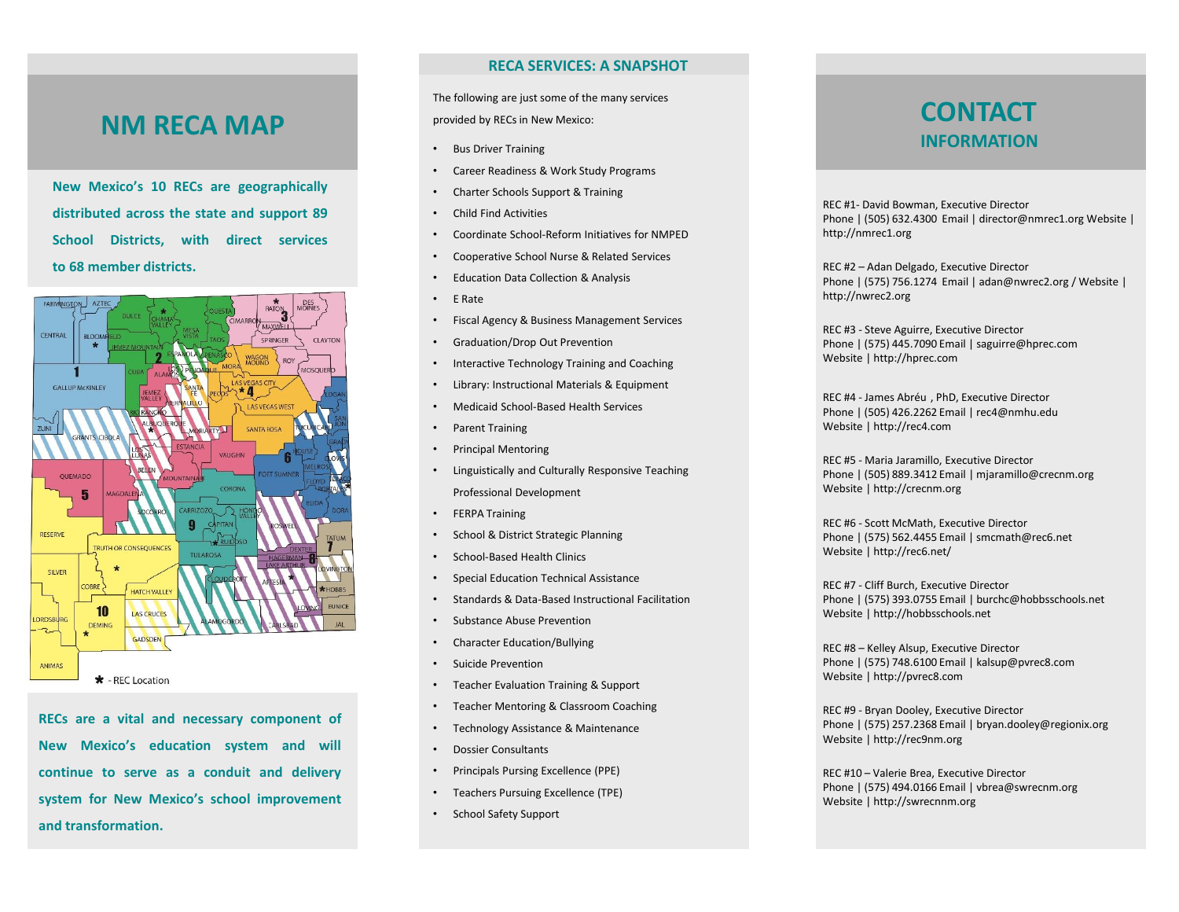# NM RECA MAP

**New Mexico's 10 RECs are geographically distributed across the state and support 89 School Districts, with direct services to 68 member districts.**

FARMINGTON AZTEC DULCE CHAMA VALLEY QUESTA RATON DES MOINES CENTRAL BLOOMFIELD MESA VISTA CIMARRON MAXWELL JEMEZ MOUNTAIN TAOS SPRINGER CLAYTON 1 2 3 CUBA ESPANOLA PENASCO WAGON MOUND ROY GALLUP MCKINLEY LOS ALAMOS POJOAQUE MORA MOSQUERO JEMEZ VALLEY SANTA FE LAS VEGAS CITY 4 LOGAN PECOS BERNALILLO LAS VEGAS WEST SAN JON RIO RANCHO ZUNI ALBUQUERQUE SANTA ROSA TUCUMCARI GRANTS CIBOLA MORIARTY HOUSE GRADY LOS LUNAS ESTANCIA VAUGHN 6 CLOVIS MELROSE TEXICO BELEN FORT SUMNER FLOYD PORTALES QUEMADO MOUNTAINAIR 5 MAGDALENA CORONA ELIDA SOCORRO DORA CARRIZOZO HONDO VALLEY 9 CAPITAN ROSWELL RESERVE RUIDOSO TATUM TRUTH OR CONSEQUENCES DEXTER 7 TULAROSA HAGERMAN 8 LAKE ARTHUR LOVINGTON SILVER CLOUDCROFT ARTESIA COBRE HATCH VALLEY HOBBS 10 LAS CRUCES LOVING EUNICE LORDSBURG DEMING ALAMOGORDO CARLSBAD JAL GADSDEN ANIMAS

* - REC Location

**RECs are a vital and necessary component of New Mexico's education system and will continue to serve as a conduit and delivery system for New Mexico's school improvement and transformation.**

## RECA SERVICES: A SNAPSHOT

The following are just some of the many services provided by RECs in New Mexico:

- Bus Driver Training
- Career Readiness & Work Study Programs
- Charter Schools Support & Training
- Child Find Activities
- Coordinate School-Reform Initiatives for NMPED
- Cooperative School Nurse & Related Services
- Education Data Collection & Analysis
- E Rate
- Fiscal Agency & Business Management Services
- Graduation/Drop Out Prevention
- Interactive Technology Training and Coaching
- Library: Instructional Materials & Equipment
- Medicaid School-Based Health Services
- Parent Training
- Principal Mentoring
- Linguistically and Culturally Responsive Teaching Professional Development
- FERPA Training
- School & District Strategic Planning
- School-Based Health Clinics
- Special Education Technical Assistance
- Standards & Data-Based Instructional Facilitation
- Substance Abuse Prevention
- Character Education/Bullying
- Suicide Prevention
- Teacher Evaluation Training & Support
- Teacher Mentoring & Classroom Coaching
- Technology Assistance & Maintenance
- Dossier Consultants
- Principals Pursing Excellence (PPE)
- Teachers Pursuing Excellence (TPE)
- School Safety Support

# CONTACT
## INFORMATION

REC #1- David Bowman, Executive Director
Phone | (505) 632.4300 Email | director@nmrec1.org Website | http://nmrec1.org

REC #2 – Adan Delgado, Executive Director
Phone | (575) 756.1274 Email | adan@nwrec2.org / Website | http://nwrec2.org

REC #3 - Steve Aguirre, Executive Director
Phone | (575) 445.7090 Email | saguirre@hprec.com
Website | http://hprec.com

REC #4 - James Abréu , PhD, Executive Director
Phone | (505) 426.2262 Email | rec4@nmhu.edu
Website | http://rec4.com

REC #5 - Maria Jaramillo, Executive Director
Phone | (505) 889.3412 Email | mjaramillo@crecnm.org
Website | http://crecnm.org

REC #6 - Scott McMath, Executive Director
Phone | (575) 562.4455 Email | smcmath@rec6.net
Website | http://rec6.net/

REC #7 - Cliff Burch, Executive Director
Phone | (575) 393.0755 Email | burchc@hobbsschools.net
Website | http://hobbsschools.net

REC #8 – Kelley Alsup, Executive Director
Phone | (575) 748.6100 Email | kalsup@pvrec8.com
Website | http://pvrec8.com

REC #9 - Bryan Dooley, Executive Director
Phone | (575) 257.2368 Email | bryan.dooley@regionix.org
Website | http://rec9nm.org

REC #10 – Valerie Brea, Executive Director
Phone | (575) 494.0166 Email | vbrea@swrecnm.org
Website | http://swrecnnm.org